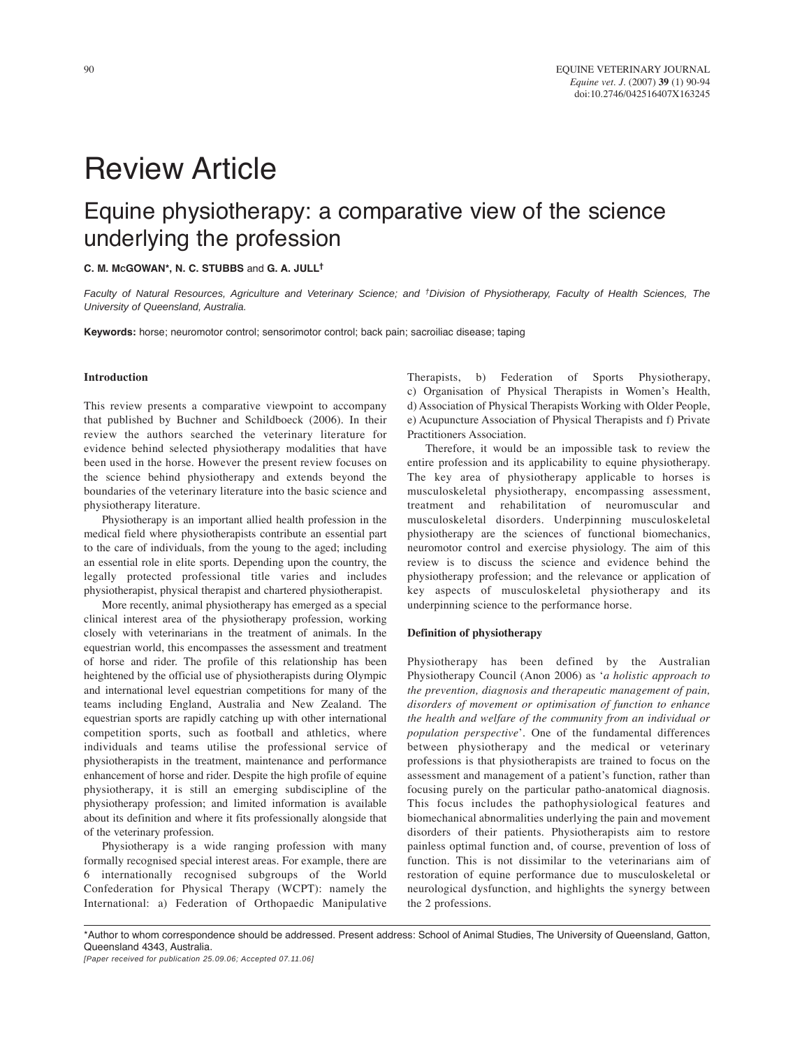# Review Article

## Equine physiotherapy: a comparative view of the science underlying the profession

**C. M. McGOWAN*, N. C. STUBBS** and **G. A. JULL†**

*Faculty of Natural Resources, Agriculture and Veterinary Science; and †Division of Physiotherapy, Faculty of Health Sciences, The University of Queensland, Australia.*

**Keywords:** horse; neuromotor control; sensorimotor control; back pain; sacroiliac disease; taping

### Introduction

This review presents a comparative viewpoint to accompany that published by Buchner and Schildboeck (2006). In their review the authors searched the veterinary literature for evidence behind selected physiotherapy modalities that have been used in the horse. However the present review focuses on the science behind physiotherapy and extends beyond the boundaries of the veterinary literature into the basic science and physiotherapy literature.

Physiotherapy is an important allied health profession in the medical field where physiotherapists contribute an essential part to the care of individuals, from the young to the aged; including an essential role in elite sports. Depending upon the country, the legally protected professional title varies and includes physiotherapist, physical therapist and chartered physiotherapist.

More recently, animal physiotherapy has emerged as a special clinical interest area of the physiotherapy profession, working closely with veterinarians in the treatment of animals. In the equestrian world, this encompasses the assessment and treatment of horse and rider. The profile of this relationship has been heightened by the official use of physiotherapists during Olympic and international level equestrian competitions for many of the teams including England, Australia and New Zealand. The equestrian sports are rapidly catching up with other international competition sports, such as football and athletics, where individuals and teams utilise the professional service of physiotherapists in the treatment, maintenance and performance enhancement of horse and rider. Despite the high profile of equine physiotherapy, it is still an emerging subdiscipline of the physiotherapy profession; and limited information is available about its definition and where it fits professionally alongside that of the veterinary profession.

Physiotherapy is a wide ranging profession with many formally recognised special interest areas. For example, there are 6 internationally recognised subgroups of the World Confederation for Physical Therapy (WCPT): namely the International: a) Federation of Orthopaedic Manipulative Therapists, b) Federation of Sports Physiotherapy, c) Organisation of Physical Therapists in Women's Health, d) Association of Physical Therapists Working with Older People, e) Acupuncture Association of Physical Therapists and f) Private Practitioners Association.

Therefore, it would be an impossible task to review the entire profession and its applicability to equine physiotherapy. The key area of physiotherapy applicable to horses is musculoskeletal physiotherapy, encompassing assessment, treatment and rehabilitation of neuromuscular and musculoskeletal disorders. Underpinning musculoskeletal physiotherapy are the sciences of functional biomechanics, neuromotor control and exercise physiology. The aim of this review is to discuss the science and evidence behind the physiotherapy profession; and the relevance or application of key aspects of musculoskeletal physiotherapy and its underpinning science to the performance horse.

### Definition of physiotherapy

Physiotherapy has been defined by the Australian Physiotherapy Council (Anon 2006) as '*a holistic approach to the prevention, diagnosis and therapeutic management of pain, disorders of movement or optimisation of function to enhance the health and welfare of the community from an individual or population perspective*'. One of the fundamental differences between physiotherapy and the medical or veterinary professions is that physiotherapists are trained to focus on the assessment and management of a patient's function, rather than focusing purely on the particular patho-anatomical diagnosis. This focus includes the pathophysiological features and biomechanical abnormalities underlying the pain and movement disorders of their patients. Physiotherapists aim to restore painless optimal function and, of course, prevention of loss of function. This is not dissimilar to the veterinarians aim of restoration of equine performance due to musculoskeletal or neurological dysfunction, and highlights the synergy between the 2 professions.

*Author to whom correspondence should be addressed. Present address: School of Animal Studies, The University of Queensland, Gatton, Queensland 4343, Australia.

*[Paper received for publication 25.09.06; Accepted 07.11.06]*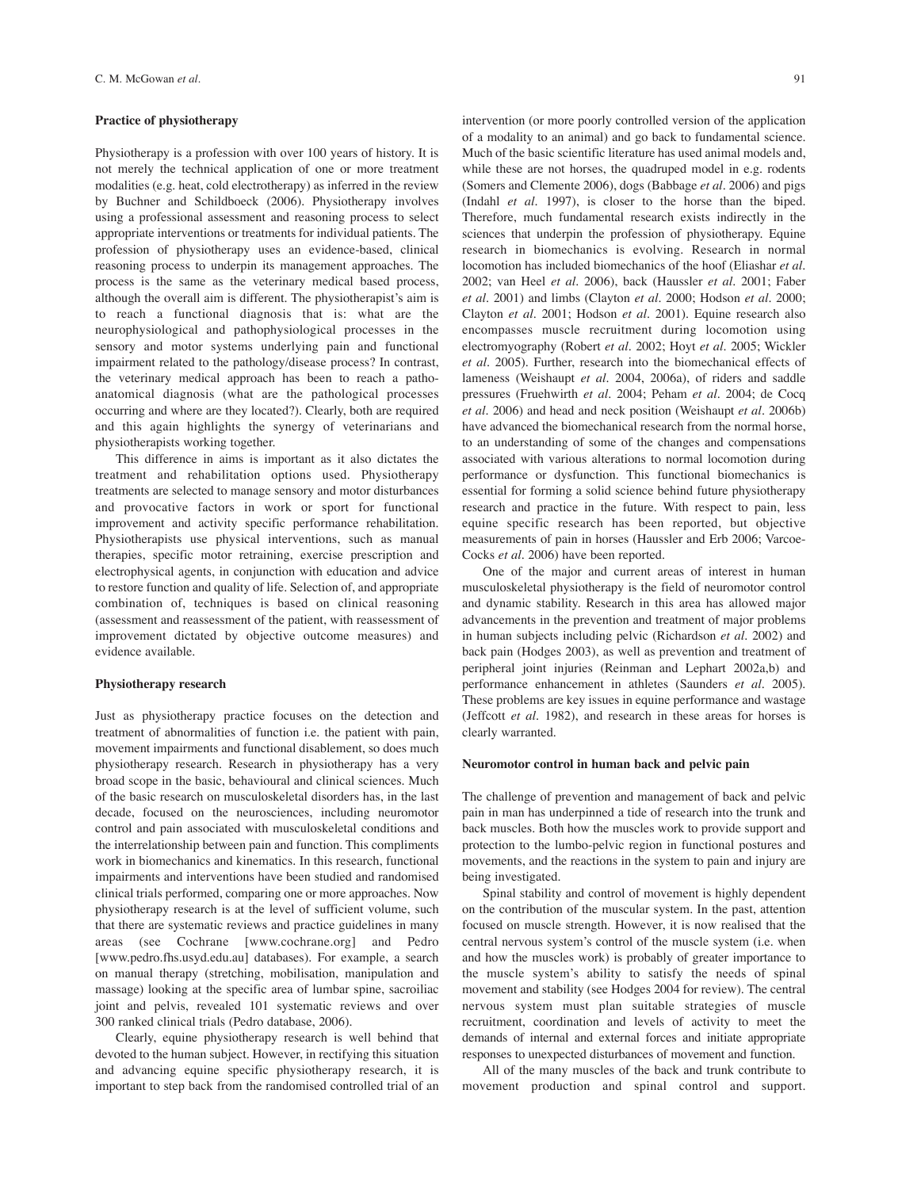## Practice of physiotherapy

Physiotherapy is a profession with over 100 years of history. It is not merely the technical application of one or more treatment modalities (e.g. heat, cold electrotherapy) as inferred in the review by Buchner and Schildboeck (2006). Physiotherapy involves using a professional assessment and reasoning process to select appropriate interventions or treatments for individual patients. The profession of physiotherapy uses an evidence-based, clinical reasoning process to underpin its management approaches. The process is the same as the veterinary medical based process, although the overall aim is different. The physiotherapist's aim is to reach a functional diagnosis that is: what are the neurophysiological and pathophysiological processes in the sensory and motor systems underlying pain and functional impairment related to the pathology/disease process? In contrast, the veterinary medical approach has been to reach a patho-anatomical diagnosis (what are the pathological processes occurring and where are they located?). Clearly, both are required and this again highlights the synergy of veterinarians and physiotherapists working together.

This difference in aims is important as it also dictates the treatment and rehabilitation options used. Physiotherapy treatments are selected to manage sensory and motor disturbances and provocative factors in work or sport for functional improvement and activity specific performance rehabilitation. Physiotherapists use physical interventions, such as manual therapies, specific motor retraining, exercise prescription and electrophysical agents, in conjunction with education and advice to restore function and quality of life. Selection of, and appropriate combination of, techniques is based on clinical reasoning (assessment and reassessment of the patient, with reassessment of improvement dictated by objective outcome measures) and evidence available.

## Physiotherapy research

Just as physiotherapy practice focuses on the detection and treatment of abnormalities of function i.e. the patient with pain, movement impairments and functional disablement, so does much physiotherapy research. Research in physiotherapy has a very broad scope in the basic, behavioural and clinical sciences. Much of the basic research on musculoskeletal disorders has, in the last decade, focused on the neurosciences, including neuromotor control and pain associated with musculoskeletal conditions and the interrelationship between pain and function. This compliments work in biomechanics and kinematics. In this research, functional impairments and interventions have been studied and randomised clinical trials performed, comparing one or more approaches. Now physiotherapy research is at the level of sufficient volume, such that there are systematic reviews and practice guidelines in many areas (see Cochrane [www.cochrane.org] and Pedro [www.pedro.fhs.usyd.edu.au] databases). For example, a search on manual therapy (stretching, mobilisation, manipulation and massage) looking at the specific area of lumbar spine, sacroiliac joint and pelvis, revealed 101 systematic reviews and over 300 ranked clinical trials (Pedro database, 2006).

Clearly, equine physiotherapy research is well behind that devoted to the human subject. However, in rectifying this situation and advancing equine specific physiotherapy research, it is important to step back from the randomised controlled trial of an intervention (or more poorly controlled version of the application of a modality to an animal) and go back to fundamental science. Much of the basic scientific literature has used animal models and, while these are not horses, the quadruped model in e.g. rodents (Somers and Clemente 2006), dogs (Babbage *et al*. 2006) and pigs (Indahl *et al*. 1997), is closer to the horse than the biped. Therefore, much fundamental research exists indirectly in the sciences that underpin the profession of physiotherapy. Equine research in biomechanics is evolving. Research in normal locomotion has included biomechanics of the hoof (Eliashar *et al*. 2002; van Heel *et al*. 2006), back (Haussler *et al*. 2001; Faber *et al*. 2001) and limbs (Clayton *et al*. 2000; Hodson *et al*. 2000; Clayton *et al*. 2001; Hodson *et al*. 2001). Equine research also encompasses muscle recruitment during locomotion using electromyography (Robert *et al*. 2002; Hoyt *et al*. 2005; Wickler *et al*. 2005). Further, research into the biomechanical effects of lameness (Weishaupt *et al*. 2004, 2006a), of riders and saddle pressures (Fruehwirth *et al*. 2004; Peham *et al*. 2004; de Cocq *et al*. 2006) and head and neck position (Weishaupt *et al*. 2006b) have advanced the biomechanical research from the normal horse, to an understanding of some of the changes and compensations associated with various alterations to normal locomotion during performance or dysfunction. This functional biomechanics is essential for forming a solid science behind future physiotherapy research and practice in the future. With respect to pain, less equine specific research has been reported, but objective measurements of pain in horses (Haussler and Erb 2006; Varcoe-Cocks *et al*. 2006) have been reported.

One of the major and current areas of interest in human musculoskeletal physiotherapy is the field of neuromotor control and dynamic stability. Research in this area has allowed major advancements in the prevention and treatment of major problems in human subjects including pelvic (Richardson *et al*. 2002) and back pain (Hodges 2003), as well as prevention and treatment of peripheral joint injuries (Reinman and Lephart 2002a,b) and performance enhancement in athletes (Saunders *et al*. 2005). These problems are key issues in equine performance and wastage (Jeffcott *et al*. 1982), and research in these areas for horses is clearly warranted.

## Neuromotor control in human back and pelvic pain

The challenge of prevention and management of back and pelvic pain in man has underpinned a tide of research into the trunk and back muscles. Both how the muscles work to provide support and protection to the lumbo-pelvic region in functional postures and movements, and the reactions in the system to pain and injury are being investigated.

Spinal stability and control of movement is highly dependent on the contribution of the muscular system. In the past, attention focused on muscle strength. However, it is now realised that the central nervous system's control of the muscle system (i.e. when and how the muscles work) is probably of greater importance to the muscle system's ability to satisfy the needs of spinal movement and stability (see Hodges 2004 for review). The central nervous system must plan suitable strategies of muscle recruitment, coordination and levels of activity to meet the demands of internal and external forces and initiate appropriate responses to unexpected disturbances of movement and function.

All of the many muscles of the back and trunk contribute to movement production and spinal control and support.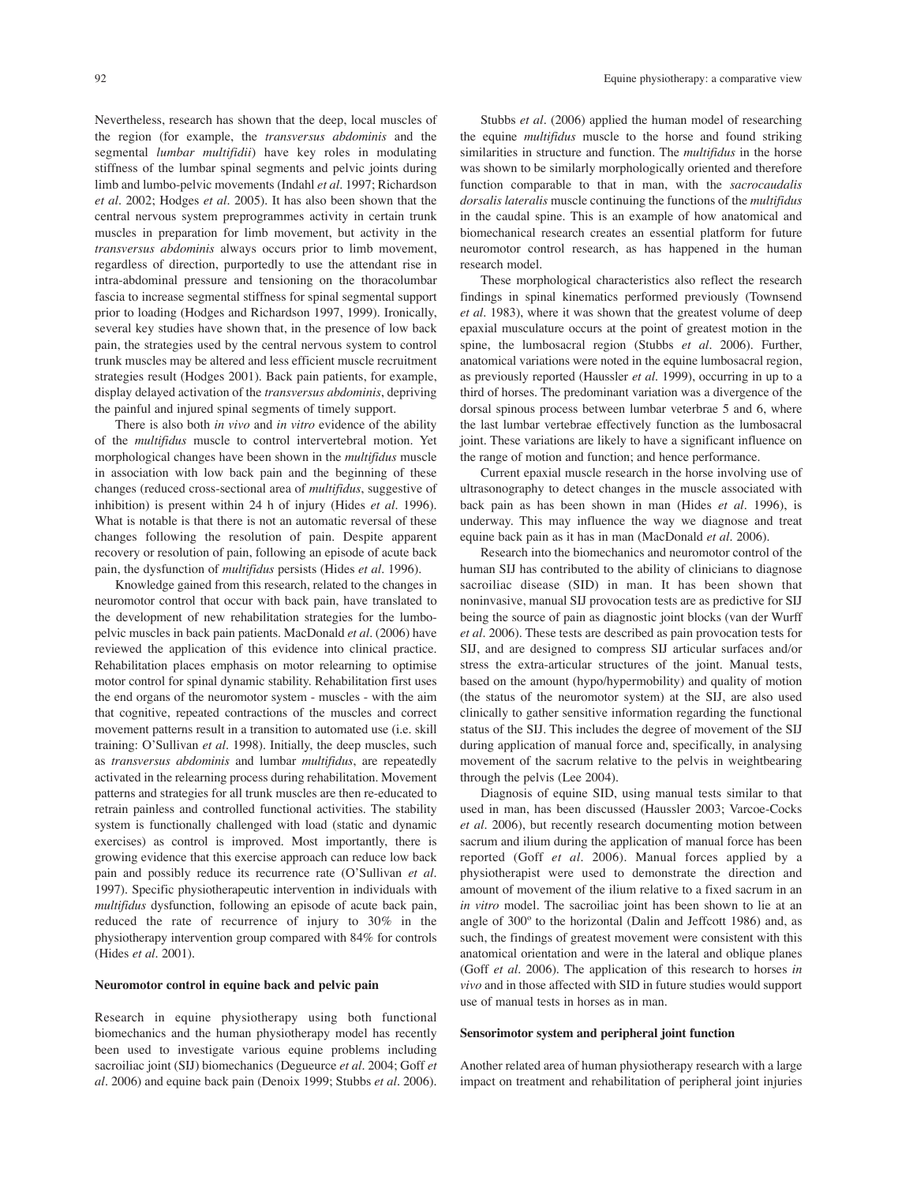Nevertheless, research has shown that the deep, local muscles of the region (for example, the *transversus abdominis* and the segmental *lumbar multifidii*) have key roles in modulating stiffness of the lumbar spinal segments and pelvic joints during limb and lumbo-pelvic movements (Indahl *et al*. 1997; Richardson *et al*. 2002; Hodges *et al*. 2005). It has also been shown that the central nervous system preprogrammes activity in certain trunk muscles in preparation for limb movement, but activity in the *transversus abdominis* always occurs prior to limb movement, regardless of direction, purportedly to use the attendant rise in intra-abdominal pressure and tensioning on the thoracolumbar fascia to increase segmental stiffness for spinal segmental support prior to loading (Hodges and Richardson 1997, 1999). Ironically, several key studies have shown that, in the presence of low back pain, the strategies used by the central nervous system to control trunk muscles may be altered and less efficient muscle recruitment strategies result (Hodges 2001). Back pain patients, for example, display delayed activation of the *transversus abdominis*, depriving the painful and injured spinal segments of timely support.

There is also both *in vivo* and *in vitro* evidence of the ability of the *multifidus* muscle to control intervertebral motion. Yet morphological changes have been shown in the *multifidus* muscle in association with low back pain and the beginning of these changes (reduced cross-sectional area of *multifidus*, suggestive of inhibition) is present within 24 h of injury (Hides *et al*. 1996). What is notable is that there is not an automatic reversal of these changes following the resolution of pain. Despite apparent recovery or resolution of pain, following an episode of acute back pain, the dysfunction of *multifidus* persists (Hides *et al*. 1996).

Knowledge gained from this research, related to the changes in neuromotor control that occur with back pain, have translated to the development of new rehabilitation strategies for the lumbo-pelvic muscles in back pain patients. MacDonald *et al*. (2006) have reviewed the application of this evidence into clinical practice. Rehabilitation places emphasis on motor relearning to optimise motor control for spinal dynamic stability. Rehabilitation first uses the end organs of the neuromotor system - muscles - with the aim that cognitive, repeated contractions of the muscles and correct movement patterns result in a transition to automated use (i.e. skill training: O'Sullivan *et al*. 1998). Initially, the deep muscles, such as *transversus abdominis* and lumbar *multifidus*, are repeatedly activated in the relearning process during rehabilitation. Movement patterns and strategies for all trunk muscles are then re-educated to retrain painless and controlled functional activities. The stability system is functionally challenged with load (static and dynamic exercises) as control is improved. Most importantly, there is growing evidence that this exercise approach can reduce low back pain and possibly reduce its recurrence rate (O'Sullivan *et al*. 1997). Specific physiotherapeutic intervention in individuals with *multifidus* dysfunction, following an episode of acute back pain, reduced the rate of recurrence of injury to 30% in the physiotherapy intervention group compared with 84% for controls (Hides *et al*. 2001).

### Neuromotor control in equine back and pelvic pain

Research in equine physiotherapy using both functional biomechanics and the human physiotherapy model has recently been used to investigate various equine problems including sacroiliac joint (SIJ) biomechanics (Degueurce *et al*. 2004; Goff *et al*. 2006) and equine back pain (Denoix 1999; Stubbs *et al*. 2006).

Stubbs *et al*. (2006) applied the human model of researching the equine *multifidus* muscle to the horse and found striking similarities in structure and function. The *multifidus* in the horse was shown to be similarly morphologically oriented and therefore function comparable to that in man, with the *sacrocaudalis dorsalis lateralis* muscle continuing the functions of the *multifidus* in the caudal spine. This is an example of how anatomical and biomechanical research creates an essential platform for future neuromotor control research, as has happened in the human research model.

These morphological characteristics also reflect the research findings in spinal kinematics performed previously (Townsend *et al*. 1983), where it was shown that the greatest volume of deep epaxial musculature occurs at the point of greatest motion in the spine, the lumbosacral region (Stubbs *et al*. 2006). Further, anatomical variations were noted in the equine lumbosacral region, as previously reported (Haussler *et al*. 1999), occurring in up to a third of horses. The predominant variation was a divergence of the dorsal spinous process between lumbar veterbrae 5 and 6, where the last lumbar vertebrae effectively function as the lumbosacral joint. These variations are likely to have a significant influence on the range of motion and function; and hence performance.

Current epaxial muscle research in the horse involving use of ultrasonography to detect changes in the muscle associated with back pain as has been shown in man (Hides *et al*. 1996), is underway. This may influence the way we diagnose and treat equine back pain as it has in man (MacDonald *et al*. 2006).

Research into the biomechanics and neuromotor control of the human SIJ has contributed to the ability of clinicians to diagnose sacroiliac disease (SID) in man. It has been shown that noninvasive, manual SIJ provocation tests are as predictive for SIJ being the source of pain as diagnostic joint blocks (van der Wurff *et al*. 2006). These tests are described as pain provocation tests for SIJ, and are designed to compress SIJ articular surfaces and/or stress the extra-articular structures of the joint. Manual tests, based on the amount (hypo/hypermobility) and quality of motion (the status of the neuromotor system) at the SIJ, are also used clinically to gather sensitive information regarding the functional status of the SIJ. This includes the degree of movement of the SIJ during application of manual force and, specifically, in analysing movement of the sacrum relative to the pelvis in weightbearing through the pelvis (Lee 2004).

Diagnosis of equine SID, using manual tests similar to that used in man, has been discussed (Haussler 2003; Varcoe-Cocks *et al*. 2006), but recently research documenting motion between sacrum and ilium during the application of manual force has been reported (Goff *et al*. 2006). Manual forces applied by a physiotherapist were used to demonstrate the direction and amount of movement of the ilium relative to a fixed sacrum in an *in vitro* model. The sacroiliac joint has been shown to lie at an angle of 300° to the horizontal (Dalin and Jeffcott 1986) and, as such, the findings of greatest movement were consistent with this anatomical orientation and were in the lateral and oblique planes (Goff *et al*. 2006). The application of this research to horses *in vivo* and in those affected with SID in future studies would support use of manual tests in horses as in man.

### Sensorimotor system and peripheral joint function

Another related area of human physiotherapy research with a large impact on treatment and rehabilitation of peripheral joint injuries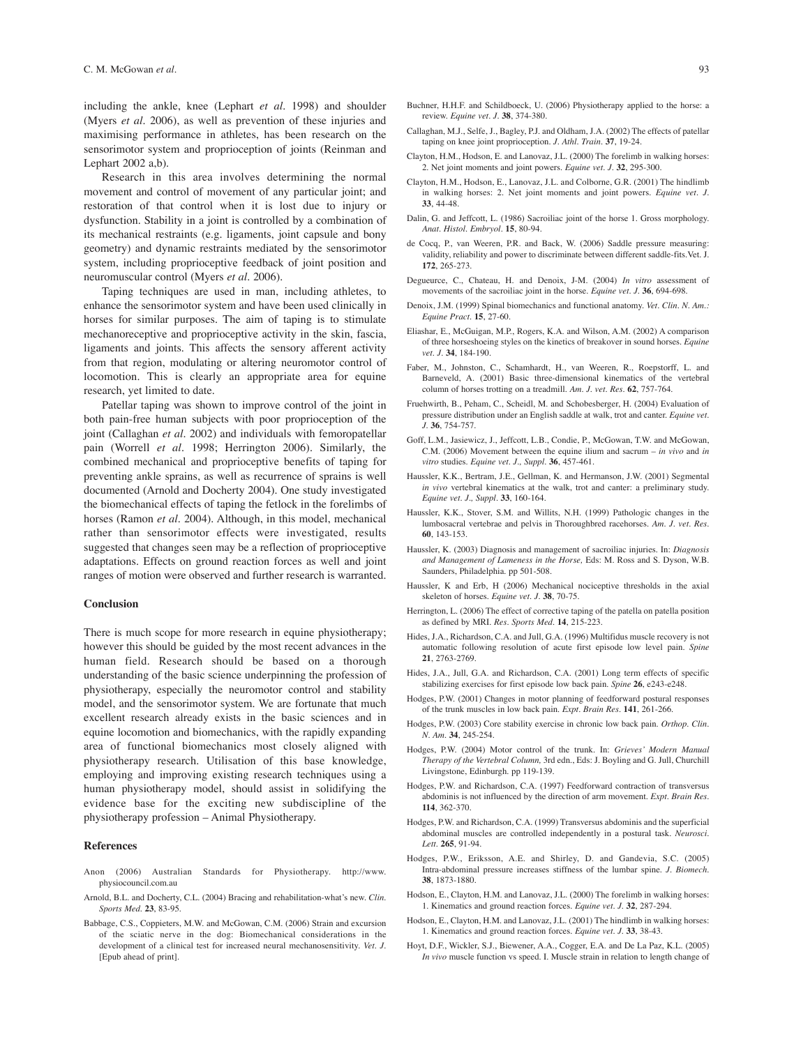including the ankle, knee (Lephart *et al.* 1998) and shoulder (Myers *et al.* 2006), as well as prevention of these injuries and maximising performance in athletes, has been research on the sensorimotor system and proprioception of joints (Reinman and Lephart 2002 a,b).

Research in this area involves determining the normal movement and control of movement of any particular joint; and restoration of that control when it is lost due to injury or dysfunction. Stability in a joint is controlled by a combination of its mechanical restraints (e.g. ligaments, joint capsule and bony geometry) and dynamic restraints mediated by the sensorimotor system, including proprioceptive feedback of joint position and neuromuscular control (Myers *et al.* 2006).

Taping techniques are used in man, including athletes, to enhance the sensorimotor system and have been used clinically in horses for similar purposes. The aim of taping is to stimulate mechanoreceptive and proprioceptive activity in the skin, fascia, ligaments and joints. This affects the sensory afferent activity from that region, modulating or altering neuromotor control of locomotion. This is clearly an appropriate area for equine research, yet limited to date.

Patellar taping was shown to improve control of the joint in both pain-free human subjects with poor proprioception of the joint (Callaghan *et al.* 2002) and individuals with femoropatellar pain (Worrell *et al.* 1998; Herrington 2006). Similarly, the combined mechanical and proprioceptive benefits of taping for preventing ankle sprains, as well as recurrence of sprains is well documented (Arnold and Docherty 2004). One study investigated the biomechanical effects of taping the fetlock in the forelimbs of horses (Ramon *et al.* 2004). Although, in this model, mechanical rather than sensorimotor effects were investigated, results suggested that changes seen may be a reflection of proprioceptive adaptations. Effects on ground reaction forces as well and joint ranges of motion were observed and further research is warranted.

## Conclusion

There is much scope for more research in equine physiotherapy; however this should be guided by the most recent advances in the human field. Research should be based on a thorough understanding of the basic science underpinning the profession of physiotherapy, especially the neuromotor control and stability model, and the sensorimotor system. We are fortunate that much excellent research already exists in the basic sciences and in equine locomotion and biomechanics, with the rapidly expanding area of functional biomechanics most closely aligned with physiotherapy research. Utilisation of this base knowledge, employing and improving existing research techniques using a human physiotherapy model, should assist in solidifying the evidence base for the exciting new subdiscipline of the physiotherapy profession – Animal Physiotherapy.

## References

Anon (2006) Australian Standards for Physiotherapy. http://www.physiocouncil.com.au

Arnold, B.L. and Docherty, C.L. (2004) Bracing and rehabilitation-what's new. *Clin. Sports Med.* **23**, 83-95.

Babbage, C.S., Coppieters, M.W. and McGowan, C.M. (2006) Strain and excursion of the sciatic nerve in the dog: Biomechanical considerations in the development of a clinical test for increased neural mechanosensitivity. *Vet. J.* [Epub ahead of print].

Buchner, H.H.F. and Schildboeck, U. (2006) Physiotherapy applied to the horse: a review. *Equine vet. J.* **38**, 374-380.

Callaghan, M.J., Selfe, J., Bagley, P.J. and Oldham, J.A. (2002) The effects of patellar taping on knee joint proprioception. *J. Athl. Train.* **37**, 19-24.

Clayton, H.M., Hodson, E. and Lanovaz, J.L. (2000) The forelimb in walking horses: 2. Net joint moments and joint powers. *Equine vet. J.* **32**, 295-300.

Clayton, H.M., Hodson, E., Lanovaz, J.L. and Colborne, G.R. (2001) The hindlimb in walking horses: 2. Net joint moments and joint powers. *Equine vet. J.* **33**, 44-48.

Dalin, G. and Jeffcott, L. (1986) Sacroiliac joint of the horse 1. Gross morphology. *Anat. Histol. Embryol.* **15**, 80-94.

de Cocq, P., van Weeren, P.R. and Back, W. (2006) Saddle pressure measuring: validity, reliability and power to discriminate between different saddle-fits.Vet. J. **172**, 265-273.

Degueurce, C., Chateau, H. and Denoix, J-M. (2004) *In vitro* assessment of movements of the sacroiliac joint in the horse. *Equine vet. J.* **36**, 694-698.

Denoix, J.M. (1999) Spinal biomechanics and functional anatomy. *Vet. Clin. N. Am.: Equine Pract.* **15**, 27-60.

Eliashar, E., McGuigan, M.P., Rogers, K.A. and Wilson, A.M. (2002) A comparison of three horseshoeing styles on the kinetics of breakover in sound horses. *Equine vet. J.* **34**, 184-190.

Faber, M., Johnston, C., Schamhardt, H., van Weeren, R., Roepstorff, L. and Barneveld, A. (2001) Basic three-dimensional kinematics of the vertebral column of horses trotting on a treadmill. *Am. J. vet. Res.* **62**, 757-764.

Fruehwirth, B., Peham, C., Scheidl, M. and Schobesberger, H. (2004) Evaluation of pressure distribution under an English saddle at walk, trot and canter. *Equine vet. J.* **36**, 754-757.

Goff, L.M., Jasiewicz, J., Jeffcott, L.B., Condie, P., McGowan, T.W. and McGowan, C.M. (2006) Movement between the equine ilium and sacrum – *in vivo* and *in vitro* studies. *Equine vet. J., Suppl.* **36**, 457-461.

Haussler, K.K., Bertram, J.E., Gellman, K. and Hermanson, J.W. (2001) Segmental *in vivo* vertebral kinematics at the walk, trot and canter: a preliminary study. *Equine vet. J., Suppl.* **33**, 160-164.

Haussler, K.K., Stover, S.M. and Willits, N.H. (1999) Pathologic changes in the lumbosacral vertebrae and pelvis in Thoroughbred racehorses. *Am. J. vet. Res.* **60**, 143-153.

Haussler, K. (2003) Diagnosis and management of sacroiliac injuries. In: *Diagnosis and Management of Lameness in the Horse,* Eds: M. Ross and S. Dyson, W.B. Saunders, Philadelphia. pp 501-508.

Haussler, K and Erb, H (2006) Mechanical nociceptive thresholds in the axial skeleton of horses. *Equine vet. J.* **38**, 70-75.

Herrington, L. (2006) The effect of corrective taping of the patella on patella position as defined by MRI. *Res. Sports Med.* **14**, 215-223.

Hides, J.A., Richardson, C.A. and Jull, G.A. (1996) Multifidus muscle recovery is not automatic following resolution of acute first episode low level pain. *Spine* **21**, 2763-2769.

Hides, J.A., Jull, G.A. and Richardson, C.A. (2001) Long term effects of specific stabilizing exercises for first episode low back pain. *Spine* **26**, e243-e248.

Hodges, P.W. (2001) Changes in motor planning of feedforward postural responses of the trunk muscles in low back pain. *Expt. Brain Res.* **141**, 261-266.

Hodges, P.W. (2003) Core stability exercise in chronic low back pain. *Orthop. Clin. N. Am.* **34**, 245-254.

Hodges, P.W. (2004) Motor control of the trunk. In: *Grieves' Modern Manual Therapy of the Vertebral Column,* 3rd edn., Eds: J. Boyling and G. Jull, Churchill Livingstone, Edinburgh. pp 119-139.

Hodges, P.W. and Richardson, C.A. (1997) Feedforward contraction of transversus abdominis is not influenced by the direction of arm movement. *Expt. Brain Res.* **114**, 362-370.

Hodges, P.W. and Richardson, C.A. (1999) Transversus abdominis and the superficial abdominal muscles are controlled independently in a postural task. *Neurosci. Lett.* **265**, 91-94.

Hodges, P.W., Eriksson, A.E. and Shirley, D. and Gandevia, S.C. (2005) Intra-abdominal pressure increases stiffness of the lumbar spine. *J. Biomech.* **38**, 1873-1880.

Hodson, E., Clayton, H.M. and Lanovaz, J.L. (2000) The forelimb in walking horses: 1. Kinematics and ground reaction forces. *Equine vet. J.* **32**, 287-294.

Hodson, E., Clayton, H.M. and Lanovaz, J.L. (2001) The hindlimb in walking horses: 1. Kinematics and ground reaction forces. *Equine vet. J.* **33**, 38-43.

Hoyt, D.F., Wickler, S.J., Biewener, A.A., Cogger, E.A. and De La Paz, K.L. (2005) *In vivo* muscle function vs speed. I. Muscle strain in relation to length change of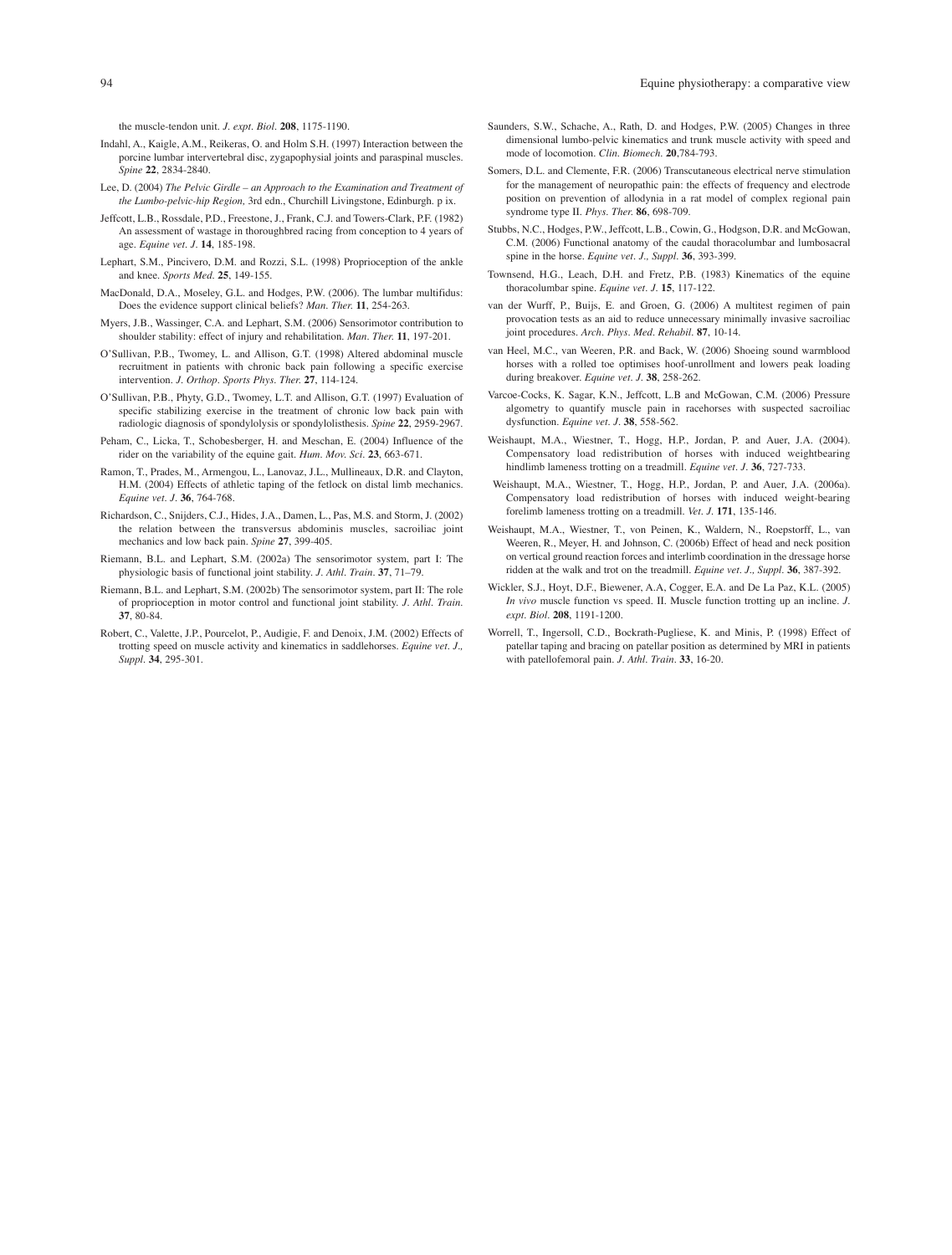the muscle-tendon unit. *J. expt. Biol.* **208**, 1175-1190.

Indahl, A., Kaigle, A.M., Reikeras, O. and Holm S.H. (1997) Interaction between the porcine lumbar intervertebral disc, zygapophysial joints and paraspinal muscles. *Spine* **22**, 2834-2840.

Lee, D. (2004) *The Pelvic Girdle – an Approach to the Examination and Treatment of the Lumbo-pelvic-hip Region,* 3rd edn., Churchill Livingstone, Edinburgh. p ix.

Jeffcott, L.B., Rossdale, P.D., Freestone, J., Frank, C.J. and Towers-Clark, P.F. (1982) An assessment of wastage in thoroughbred racing from conception to 4 years of age. *Equine vet. J.* **14**, 185-198.

Lephart, S.M., Pincivero, D.M. and Rozzi, S.L. (1998) Proprioception of the ankle and knee. *Sports Med.* **25**, 149-155.

MacDonald, D.A., Moseley, G.L. and Hodges, P.W. (2006). The lumbar multifidus: Does the evidence support clinical beliefs? *Man. Ther.* **11**, 254-263.

Myers, J.B., Wassinger, C.A. and Lephart, S.M. (2006) Sensorimotor contribution to shoulder stability: effect of injury and rehabilitation. *Man. Ther.* **11**, 197-201.

O'Sullivan, P.B., Twomey, L. and Allison, G.T. (1998) Altered abdominal muscle recruitment in patients with chronic back pain following a specific exercise intervention. *J. Orthop. Sports Phys. Ther.* **27**, 114-124.

O'Sullivan, P.B., Phyty, G.D., Twomey, L.T. and Allison, G.T. (1997) Evaluation of specific stabilizing exercise in the treatment of chronic low back pain with radiologic diagnosis of spondylolysis or spondylolisthesis. *Spine* **22**, 2959-2967.

Peham, C., Licka, T., Schobesberger, H. and Meschan, E. (2004) Influence of the rider on the variability of the equine gait. *Hum. Mov. Sci.* **23**, 663-671.

Ramon, T., Prades, M., Armengou, L., Lanovaz, J.L., Mullineaux, D.R. and Clayton, H.M. (2004) Effects of athletic taping of the fetlock on distal limb mechanics. *Equine vet. J.* **36**, 764-768.

Richardson, C., Snijders, C.J., Hides, J.A., Damen, L., Pas, M.S. and Storm, J. (2002) the relation between the transversus abdominis muscles, sacroiliac joint mechanics and low back pain. *Spine* **27**, 399-405.

Riemann, B.L. and Lephart, S.M. (2002a) The sensorimotor system, part I: The physiologic basis of functional joint stability. *J. Athl. Train.* **37**, 71–79.

Riemann, B.L. and Lephart, S.M. (2002b) The sensorimotor system, part II: The role of proprioception in motor control and functional joint stability. *J. Athl. Train.* **37**, 80-84.

Robert, C., Valette, J.P., Pourcelot, P., Audigie, F. and Denoix, J.M. (2002) Effects of trotting speed on muscle activity and kinematics in saddlehorses. *Equine vet. J., Suppl.* **34**, 295-301.

Saunders, S.W., Schache, A., Rath, D. and Hodges, P.W. (2005) Changes in three dimensional lumbo-pelvic kinematics and trunk muscle activity with speed and mode of locomotion. *Clin. Biomech.* **20**,784-793.

Somers, D.L. and Clemente, F.R. (2006) Transcutaneous electrical nerve stimulation for the management of neuropathic pain: the effects of frequency and electrode position on prevention of allodynia in a rat model of complex regional pain syndrome type II. *Phys. Ther.* **86**, 698-709.

Stubbs, N.C., Hodges, P.W., Jeffcott, L.B., Cowin, G., Hodgson, D.R. and McGowan, C.M. (2006) Functional anatomy of the caudal thoracolumbar and lumbosacral spine in the horse. *Equine vet. J., Suppl.* **36**, 393-399.

Townsend, H.G., Leach, D.H. and Fretz, P.B. (1983) Kinematics of the equine thoracolumbar spine. *Equine vet. J.* **15**, 117-122.

van der Wurff, P., Buijs, E. and Groen, G. (2006) A multitest regimen of pain provocation tests as an aid to reduce unnecessary minimally invasive sacroiliac joint procedures. *Arch. Phys. Med. Rehabil.* **87**, 10-14.

van Heel, M.C., van Weeren, P.R. and Back, W. (2006) Shoeing sound warmblood horses with a rolled toe optimises hoof-unrollment and lowers peak loading during breakover. *Equine vet. J.* **38**, 258-262.

Varcoe-Cocks, K. Sagar, K.N., Jeffcott, L.B and McGowan, C.M. (2006) Pressure algometry to quantify muscle pain in racehorses with suspected sacroiliac dysfunction. *Equine vet. J.* **38**, 558-562.

Weishaupt, M.A., Wiestner, T., Hogg, H.P., Jordan, P. and Auer, J.A. (2004). Compensatory load redistribution of horses with induced weightbearing hindlimb lameness trotting on a treadmill. *Equine vet. J.* **36**, 727-733.

Weishaupt, M.A., Wiestner, T., Hogg, H.P., Jordan, P. and Auer, J.A. (2006a). Compensatory load redistribution of horses with induced weight-bearing forelimb lameness trotting on a treadmill. *Vet. J.* **171**, 135-146.

Weishaupt, M.A., Wiestner, T., von Peinen, K., Waldern, N., Roepstorff, L., van Weeren, R., Meyer, H. and Johnson, C. (2006b) Effect of head and neck position on vertical ground reaction forces and interlimb coordination in the dressage horse ridden at the walk and trot on the treadmill. *Equine vet. J., Suppl.* **36**, 387-392.

Wickler, S.J., Hoyt, D.F., Biewener, A.A, Cogger, E.A. and De La Paz, K.L. (2005) *In vivo* muscle function vs speed. II. Muscle function trotting up an incline. *J. expt. Biol.* **208**, 1191-1200.

Worrell, T., Ingersoll, C.D., Bockrath-Pugliese, K. and Minis, P. (1998) Effect of patellar taping and bracing on patellar position as determined by MRI in patients with patellofemoral pain. *J. Athl. Train.* **33**, 16-20.